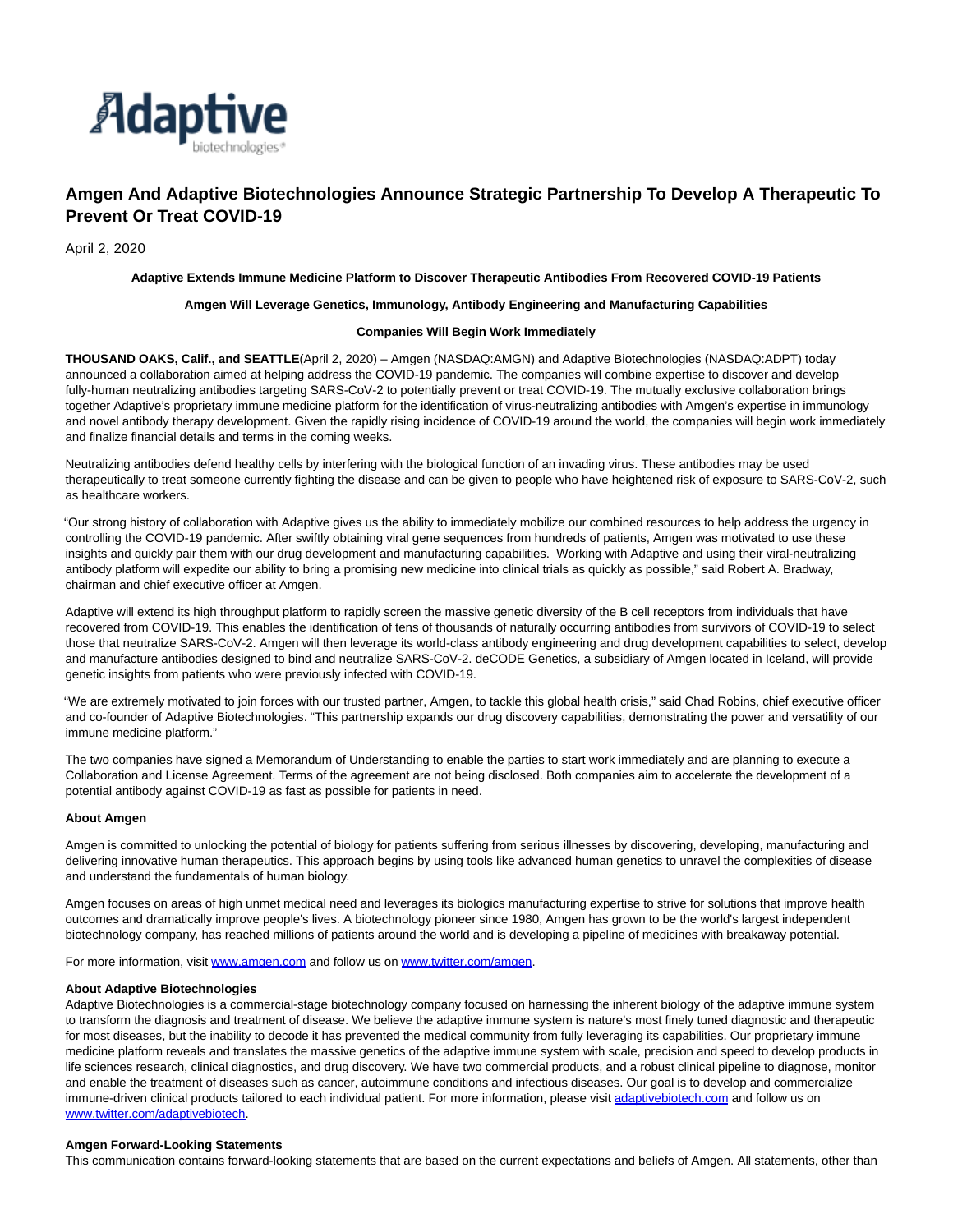# Amgen And Adaptive Biotechnologies Announce Strategic Partnership To Develop A Therapeutic To Prevent Or Treat COVID-19

April 2, 2020

**Adaptive Extends Immune Medicine Platform to Discover Therapeutic Antibodies From Recovered COVID-19 Patients**

**Amgen Will Leverage Genetics, Immunology, Antibody Engineering and Manufacturing Capabilities**

**Companies Will Begin Work Immediately**

**THOUSAND OAKS, Calif., and SEATTLE**(April 2, 2020) – Amgen (NASDAQ:AMGN) and Adaptive Biotechnologies (NASDAQ:ADPT) today announced a collaboration aimed at helping address the COVID-19 pandemic. The companies will combine expertise to discover and develop fully-human neutralizing antibodies targeting SARS-CoV-2 to potentially prevent or treat COVID-19. The mutually exclusive collaboration brings together Adaptive's proprietary immune medicine platform for the identification of virus-neutralizing antibodies with Amgen's expertise in immunology and novel antibody therapy development. Given the rapidly rising incidence of COVID-19 around the world, the companies will begin work immediately and finalize financial details and terms in the coming weeks.

Neutralizing antibodies defend healthy cells by interfering with the biological function of an invading virus. These antibodies may be used therapeutically to treat someone currently fighting the disease and can be given to people who have heightened risk of exposure to SARS-CoV-2, such as healthcare workers.

"Our strong history of collaboration with Adaptive gives us the ability to immediately mobilize our combined resources to help address the urgency in controlling the COVID-19 pandemic. After swiftly obtaining viral gene sequences from hundreds of patients, Amgen was motivated to use these insights and quickly pair them with our drug development and manufacturing capabilities. Working with Adaptive and using their viral-neutralizing antibody platform will expedite our ability to bring a promising new medicine into clinical trials as quickly as possible," said Robert A. Bradway, chairman and chief executive officer at Amgen.

Adaptive will extend its high throughput platform to rapidly screen the massive genetic diversity of the B cell receptors from individuals that have recovered from COVID-19. This enables the identification of tens of thousands of naturally occurring antibodies from survivors of COVID-19 to select those that neutralize SARS-CoV-2. Amgen will then leverage its world-class antibody engineering and drug development capabilities to select, develop and manufacture antibodies designed to bind and neutralize SARS-CoV-2. deCODE Genetics, a subsidiary of Amgen located in Iceland, will provide genetic insights from patients who were previously infected with COVID-19.

"We are extremely motivated to join forces with our trusted partner, Amgen, to tackle this global health crisis," said Chad Robins, chief executive officer and co-founder of Adaptive Biotechnologies. "This partnership expands our drug discovery capabilities, demonstrating the power and versatility of our immune medicine platform."

The two companies have signed a Memorandum of Understanding to enable the parties to start work immediately and are planning to execute a Collaboration and License Agreement. Terms of the agreement are not being disclosed. Both companies aim to accelerate the development of a potential antibody against COVID-19 as fast as possible for patients in need.

**About Amgen**

Amgen is committed to unlocking the potential of biology for patients suffering from serious illnesses by discovering, developing, manufacturing and delivering innovative human therapeutics. This approach begins by using tools like advanced human genetics to unravel the complexities of disease and understand the fundamentals of human biology.

Amgen focuses on areas of high unmet medical need and leverages its biologics manufacturing expertise to strive for solutions that improve health outcomes and dramatically improve people's lives. A biotechnology pioneer since 1980, Amgen has grown to be the world's largest independent biotechnology company, has reached millions of patients around the world and is developing a pipeline of medicines with breakaway potential.

For more information, visit www.amgen.com and follow us on www.twitter.com/amgen.

**About Adaptive Biotechnologies**

Adaptive Biotechnologies is a commercial-stage biotechnology company focused on harnessing the inherent biology of the adaptive immune system to transform the diagnosis and treatment of disease. We believe the adaptive immune system is nature's most finely tuned diagnostic and therapeutic for most diseases, but the inability to decode it has prevented the medical community from fully leveraging its capabilities. Our proprietary immune medicine platform reveals and translates the massive genetics of the adaptive immune system with scale, precision and speed to develop products in life sciences research, clinical diagnostics, and drug discovery. We have two commercial products, and a robust clinical pipeline to diagnose, monitor and enable the treatment of diseases such as cancer, autoimmune conditions and infectious diseases. Our goal is to develop and commercialize immune-driven clinical products tailored to each individual patient. For more information, please visit adaptivebiotech.com and follow us on www.twitter.com/adaptivebiotech.

**Amgen Forward-Looking Statements**

This communication contains forward-looking statements that are based on the current expectations and beliefs of Amgen. All statements, other than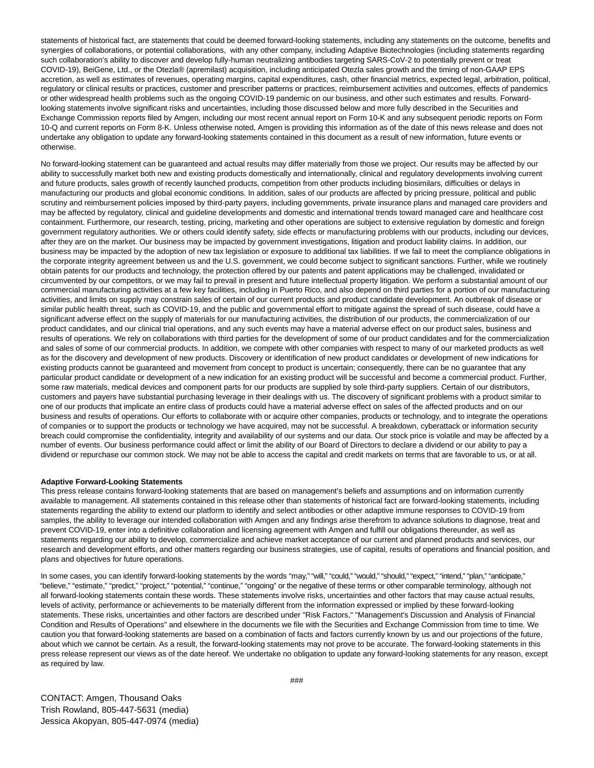statements of historical fact, are statements that could be deemed forward-looking statements, including any statements on the outcome, benefits and synergies of collaborations, or potential collaborations, with any other company, including Adaptive Biotechnologies (including statements regarding such collaboration's ability to discover and develop fully-human neutralizing antibodies targeting SARS-CoV-2 to potentially prevent or treat COVID-19), BeiGene, Ltd., or the Otezla® (apremilast) acquisition, including anticipated Otezla sales growth and the timing of non-GAAP EPS accretion, as well as estimates of revenues, operating margins, capital expenditures, cash, other financial metrics, expected legal, arbitration, political, regulatory or clinical results or practices, customer and prescriber patterns or practices, reimbursement activities and outcomes, effects of pandemics or other widespread health problems such as the ongoing COVID-19 pandemic on our business, and other such estimates and results. Forward-looking statements involve significant risks and uncertainties, including those discussed below and more fully described in the Securities and Exchange Commission reports filed by Amgen, including our most recent annual report on Form 10-K and any subsequent periodic reports on Form 10-Q and current reports on Form 8-K. Unless otherwise noted, Amgen is providing this information as of the date of this news release and does not undertake any obligation to update any forward-looking statements contained in this document as a result of new information, future events or otherwise.

No forward-looking statement can be guaranteed and actual results may differ materially from those we project. Our results may be affected by our ability to successfully market both new and existing products domestically and internationally, clinical and regulatory developments involving current and future products, sales growth of recently launched products, competition from other products including biosimilars, difficulties or delays in manufacturing our products and global economic conditions. In addition, sales of our products are affected by pricing pressure, political and public scrutiny and reimbursement policies imposed by third-party payers, including governments, private insurance plans and managed care providers and may be affected by regulatory, clinical and guideline developments and domestic and international trends toward managed care and healthcare cost containment. Furthermore, our research, testing, pricing, marketing and other operations are subject to extensive regulation by domestic and foreign government regulatory authorities. We or others could identify safety, side effects or manufacturing problems with our products, including our devices, after they are on the market. Our business may be impacted by government investigations, litigation and product liability claims. In addition, our business may be impacted by the adoption of new tax legislation or exposure to additional tax liabilities. If we fail to meet the compliance obligations in the corporate integrity agreement between us and the U.S. government, we could become subject to significant sanctions. Further, while we routinely obtain patents for our products and technology, the protection offered by our patents and patent applications may be challenged, invalidated or circumvented by our competitors, or we may fail to prevail in present and future intellectual property litigation. We perform a substantial amount of our commercial manufacturing activities at a few key facilities, including in Puerto Rico, and also depend on third parties for a portion of our manufacturing activities, and limits on supply may constrain sales of certain of our current products and product candidate development. An outbreak of disease or similar public health threat, such as COVID-19, and the public and governmental effort to mitigate against the spread of such disease, could have a significant adverse effect on the supply of materials for our manufacturing activities, the distribution of our products, the commercialization of our product candidates, and our clinical trial operations, and any such events may have a material adverse effect on our product sales, business and results of operations. We rely on collaborations with third parties for the development of some of our product candidates and for the commercialization and sales of some of our commercial products. In addition, we compete with other companies with respect to many of our marketed products as well as for the discovery and development of new products. Discovery or identification of new product candidates or development of new indications for existing products cannot be guaranteed and movement from concept to product is uncertain; consequently, there can be no guarantee that any particular product candidate or development of a new indication for an existing product will be successful and become a commercial product. Further, some raw materials, medical devices and component parts for our products are supplied by sole third-party suppliers. Certain of our distributors, customers and payers have substantial purchasing leverage in their dealings with us. The discovery of significant problems with a product similar to one of our products that implicate an entire class of products could have a material adverse effect on sales of the affected products and on our business and results of operations. Our efforts to collaborate with or acquire other companies, products or technology, and to integrate the operations of companies or to support the products or technology we have acquired, may not be successful. A breakdown, cyberattack or information security breach could compromise the confidentiality, integrity and availability of our systems and our data. Our stock price is volatile and may be affected by a number of events. Our business performance could affect or limit the ability of our Board of Directors to declare a dividend or our ability to pay a dividend or repurchase our common stock. We may not be able to access the capital and credit markets on terms that are favorable to us, or at all.

**Adaptive Forward-Looking Statements**

This press release contains forward-looking statements that are based on management's beliefs and assumptions and on information currently available to management. All statements contained in this release other than statements of historical fact are forward-looking statements, including statements regarding the ability to extend our platform to identify and select antibodies or other adaptive immune responses to COVID-19 from samples, the ability to leverage our intended collaboration with Amgen and any findings arise therefrom to advance solutions to diagnose, treat and prevent COVID-19, enter into a definitive collaboration and licensing agreement with Amgen and fulfill our obligations thereunder, as well as statements regarding our ability to develop, commercialize and achieve market acceptance of our current and planned products and services, our research and development efforts, and other matters regarding our business strategies, use of capital, results of operations and financial position, and plans and objectives for future operations.

In some cases, you can identify forward-looking statements by the words "may," "will," "could," "would," "should," "expect," "intend," "plan," "anticipate," "believe," "estimate," "predict," "project," "potential," "continue," "ongoing" or the negative of these terms or other comparable terminology, although not all forward-looking statements contain these words. These statements involve risks, uncertainties and other factors that may cause actual results, levels of activity, performance or achievements to be materially different from the information expressed or implied by these forward-looking statements. These risks, uncertainties and other factors are described under "Risk Factors," "Management's Discussion and Analysis of Financial Condition and Results of Operations" and elsewhere in the documents we file with the Securities and Exchange Commission from time to time. We caution you that forward-looking statements are based on a combination of facts and factors currently known by us and our projections of the future, about which we cannot be certain. As a result, the forward-looking statements may not prove to be accurate. The forward-looking statements in this press release represent our views as of the date hereof. We undertake no obligation to update any forward-looking statements for any reason, except as required by law.

###

CONTACT: Amgen, Thousand Oaks
Trish Rowland, 805-447-5631 (media)
Jessica Akopyan, 805-447-0974 (media)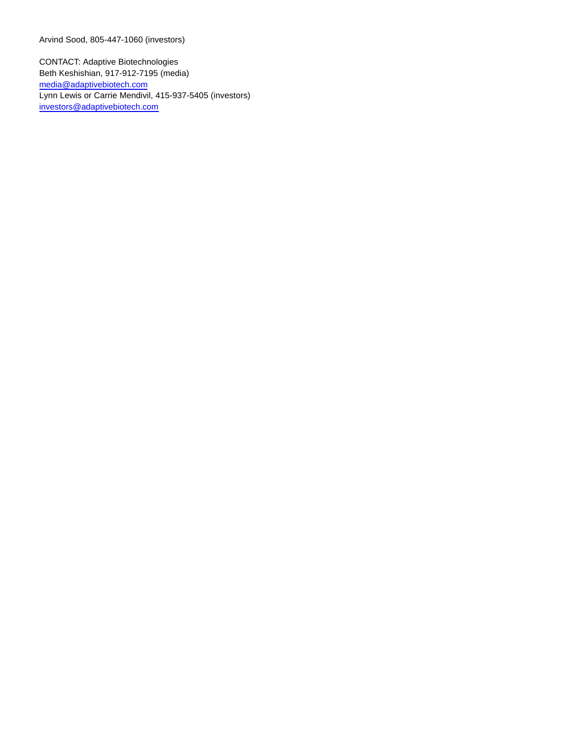Arvind Sood, 805-447-1060 (investors)

CONTACT: Adaptive Biotechnologies
Beth Keshishian, 917-912-7195 (media)
media@adaptivebiotech.com
Lynn Lewis or Carrie Mendivil, 415-937-5405 (investors)
investors@adaptivebiotech.com